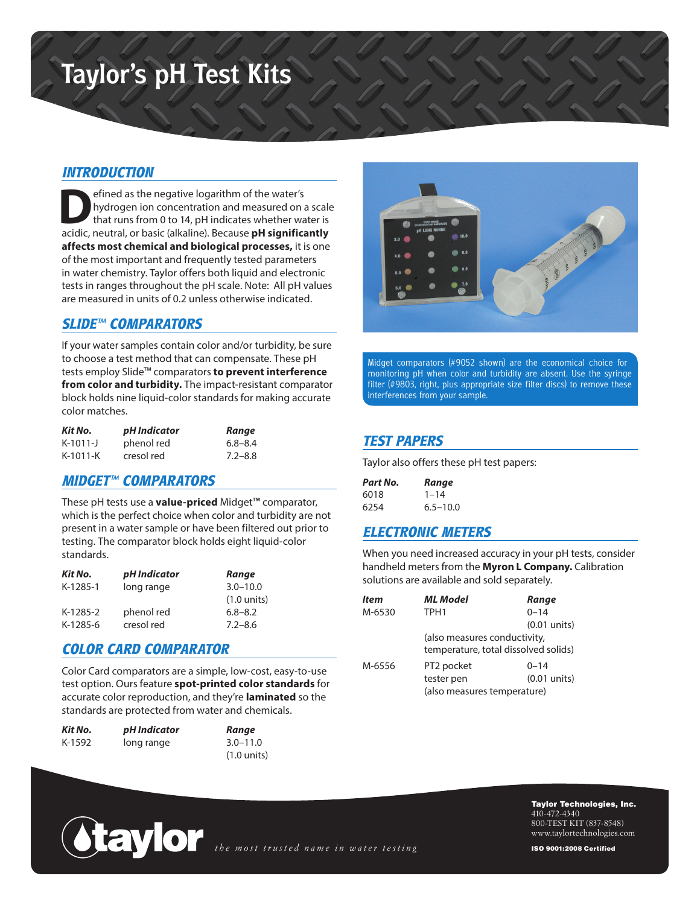# Taylor's pH Test Kits

## INTRODUCTION

Defined as the negative logarithm of the water's hydrogen ion concentration and measured on a scale that runs from 0 to 14, pH indicates whether water is acidic, neutral, or basic (alkaline). Because **pH significantly affects most chemical and biological processes,** it is one of the most important and frequently tested parameters in water chemistry. Taylor offers both liquid and electronic tests in ranges throughout the pH scale. Note: All pH values are measured in units of 0.2 unless otherwise indicated.

## SLIDE™ COMPARATORS

If your water samples contain color and/or turbidity, be sure to choose a test method that can compensate. These pH tests employ Slide™ comparators **to prevent interference from color and turbidity.** The impact-resistant comparator block holds nine liquid-color standards for making accurate color matches.

| *Kit No.* | *pH Indicator* | *Range* |
|---|---|---|
| K-1011-J | phenol red | 6.8–8.4 |
| K-1011-K | cresol red | 7.2–8.8 |

## MIDGET™ COMPARATORS

These pH tests use a **value-priced** Midget™ comparator, which is the perfect choice when color and turbidity are not present in a water sample or have been filtered out prior to testing. The comparator block holds eight liquid-color standards.

| *Kit No.* | *pH Indicator* | *Range* |
|---|---|---|
| K-1285-1 | long range | 3.0–10.0 (1.0 units) |
| K-1285-2 | phenol red | 6.8–8.2 |
| K-1285-6 | cresol red | 7.2–8.6 |

## COLOR CARD COMPARATOR

Color Card comparators are a simple, low-cost, easy-to-use test option. Ours feature **spot-printed color standards** for accurate color reproduction, and they're **laminated** so the standards are protected from water and chemicals.

| *Kit No.* | *pH Indicator* | *Range* |
|---|---|---|
| K-1592 | long range | 3.0–11.0 (1.0 units) |

Midget comparators (#9052 shown) are the economical choice for monitoring pH when color and turbidity are absent. Use the syringe filter (#9803, right, plus appropriate size filter discs) to remove these interferences from your sample.

## TEST PAPERS

Taylor also offers these pH test papers:

| *Part No.* | *Range* |
|---|---|
| 6018 | 1–14 |
| 6254 | 6.5–10.0 |

## ELECTRONIC METERS

When you need increased accuracy in your pH tests, consider handheld meters from the **Myron L Company.** Calibration solutions are available and sold separately.

| *Item* | *ML Model* | *Range* |
|---|---|---|
| M-6530 | TPH1 (also measures conductivity, temperature, total dissolved solids) | 0–14 (0.01 units) |
| M-6556 | PT2 pocket tester pen (also measures temperature) | 0–14 (0.01 units) |

taylor *the most trusted name in water testing*

**Taylor Technologies, Inc.**
410-472-4340
800-TEST KIT (837-8548)
www.taylortechnologies.com

**ISO 9001:2008 Certified**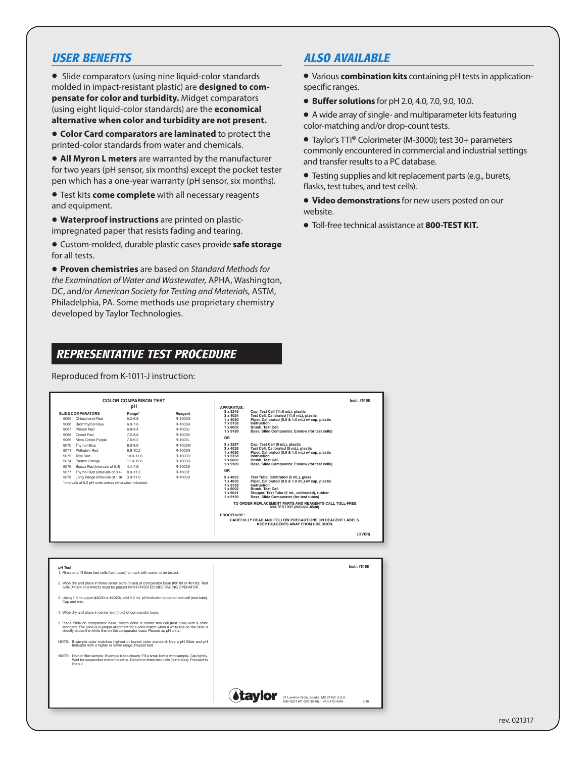## USER BENEFITS

- Slide comparators (using nine liquid-color standards molded in impact-resistant plastic) are **designed to compensate for color and turbidity.** Midget comparators (using eight liquid-color standards) are the **economical alternative when color and turbidity are not present.**
- **Color Card comparators are laminated** to protect the printed-color standards from water and chemicals.
- **All Myron L meters** are warranted by the manufacturer for two years (pH sensor, six months) except the pocket tester pen which has a one-year warranty (pH sensor, six months).
- Test kits **come complete** with all necessary reagents and equipment.
- **Waterproof instructions** are printed on plastic-impregnated paper that resists fading and tearing.
- Custom-molded, durable plastic cases provide **safe storage** for all tests.
- **Proven chemistries** are based on *Standard Methods for the Examination of Water and Wastewater,* APHA, Washington, DC, and/or *American Society for Testing and Materials,* ASTM, Philadelphia, PA. Some methods use proprietary chemistry developed by Taylor Technologies.

## ALSO AVAILABLE

- Various **combination kits** containing pH tests in application-specific ranges.
- **Buffer solutions** for pH 2.0, 4.0, 7.0, 9.0, 10.0.
- A wide array of single- and multiparameter kits featuring color-matching and/or drop-count tests.
- Taylor's TTi® Colorimeter (M-3000); test 30+ parameters commonly encountered in commercial and industrial settings and transfer results to a PC database.
- Testing supplies and kit replacement parts (e.g., burets, flasks, test tubes, and test cells).
- **Video demonstrations** for new users posted on our website.
- Toll-free technical assistance at **800-TEST KIT.**

## REPRESENTATIVE TEST PROCEDURE

Reproduced from K-1011-J instruction:

**COLOR COMPARISON TEST**
**pH**

| SLIDE COMPARATORS | | Range* | Reagent |
|---|---|---|---|
| 9065 | Chlorphenol Red | 5.2-6.8 | R-1003G |
| 9066 | Bromthymol Blue | 6.0-7.6 | R-1003H |
| 9067 | Phenol Red | 6.8-8.4 | R-1003J |
| 9068 | Cresol Red | 7.2-8.8 | R-1003K |
| 9069 | Meta Cresol Purple | 7.6-9.2 | R-1003L |
| 9070 | Thymol Blue | 8.0-9.6 | R-1003M |
| 9071 | Phthalein Red | 8.6-10.2 | R-1003N |
| 9072 | Tolyl Red | 10.0-11.6 | R-1003O |
| 9074 | Parazo Orange | 11.0-12.6 | R-1003Q |
| 9076 | Benzo Red (intervals of 0.4) | 4.4-7.6 | R-1003S |
| 9077 | Thymol Red (intervals of 0.4) | 8.0-11.2 | R-1003T |
| 9078 | Long Range (intervals of 1.0) | 3.0-11.0 | R-1003U |

*Intervals of 0.2 pH units unless otherwise indicated.

Instr. #5158

**APPARATUS:**

| | |
|---|---|
| 3 x 3243 | Cap, Test Cell (11.5 mL), plastic |
| 3 x 4024 | Test Cell, Calibrated (11.5 mL), plastic |
| 1 x 4030 | Pipet, Calibrated (0.5 & 1.0 mL) w/ cap, plastic |
| 1 x 5158 | Instruction |
| 1 x 6002 | Brush, Test Cell |
| 1 x 9189 | Base, Slide Comparator, Enslow (for test cells) |

**OR**

| | |
|---|---|
| 3 x 3267 | Cap, Test Cell (5 mL), plastic |
| 3 x 4025 | Test Cell, Calibrated (5 mL), plastic |
| 1 x 4030 | Pipet, Calibrated (0.5 & 1.0 mL) w/ cap, plastic |
| 1 x 5158 | Instruction |
| 1 x 6002 | Brush, Test Cell |
| 1 x 9189 | Base, Slide Comparator, Enslow (for test cells) |

**OR**

| | |
|---|---|
| 5 x 4023 | Test Tube, Calibrated (5 mL), glass |
| 1 x 4030 | Pipet, Calibrated (0.5 & 1.0 mL) w/ cap, plastic |
| 1 x 5158 | Instruction |
| 1 x 6002 | Brush, Test Cell |
| 1 x 6021 | Stopper, Test Tube (5 mL, calibrated), rubber |
| 1 x 9190 | Base, Slide Comparator (for test tubes) |

**TO ORDER REPLACEMENT PARTS AND REAGENTS CALL TOLL-FREE 800-TEST KIT (800-837-8548).**

**PROCEDURE:**

**CAREFULLY READ AND FOLLOW PRECAUTIONS ON REAGENT LABELS. KEEP REAGENTS AWAY FROM CHILDREN.**

**(OVER)**

**pH Test**

1. Rinse and fill three test cells (test tubes) to mark with water to be tested.
2. Wipe dry and place in three center slots (holes) of comparator base (#9189 or #9190). Test cells (#4024 and #4025) must be placed WITH FROSTED SIDE FACING OPERATOR.
3. Using 1.0 mL pipet (#4030 or #4029), add 0.5 mL pH Indicator to center test cell (test tube). Cap and mix.
4. Wipe dry and place in center slot (hole) of comparator base.
5. Place Slide on comparator base. Match color in center test cell (test tube) with a color standard. The Slide is in proper alignment for a color match when a white line on the Slide is directly above the white line on the comparator base. Record as pH units.

NOTE: If sample color matches highest or lowest color standard: Use a pH Slide and pH Indicator with a higher or lower range. Repeat test.

NOTE: Do not filter sample. If sample is too cloudy: Fill a small bottle with sample. Cap tightly. Wait for suspended matter to settle. Decant to three test cells (test tubes). Proceed to Step 2.

Instr. #5158

taylor — 31 Loveton Circle, Sparks, MD 21152 U.S.A. 800-TEST KIT (837-8548) • 410-472-4340 — 9/16

rev. 021317